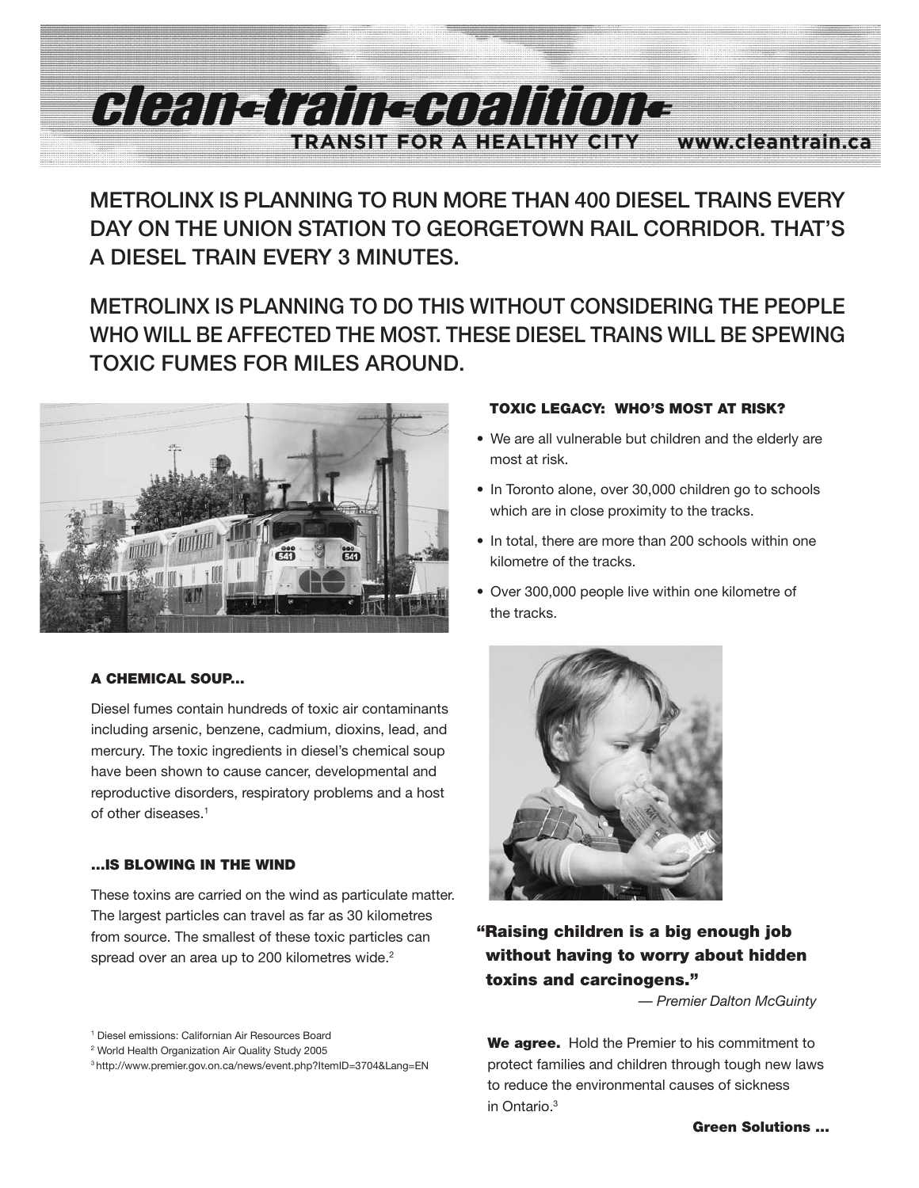# clean-train-coalition

**TRANSIT FOR A HEALTHY CITY** www.cleantrain.ca

## METROLINX IS PLANNING TO RUN MORE THAN 400 DIESEL TRAINS EVERY DAY ON THE UNION STATION TO GEORGETOWN RAIL CORRIDOR. THAT'S A DIESEL TRAIN EVERY 3 MINUTES.

## METROLINX IS PLANNING TO DO THIS WITHOUT CONSIDERING THE PEOPLE WHO WILL BE AFFECTED THE MOST. THESE DIESEL TRAINS WILL BE SPEWING TOXIC FUMES FOR MILES AROUND.

### A CHEMICAL SOUP...

Diesel fumes contain hundreds of toxic air contaminants including arsenic, benzene, cadmium, dioxins, lead, and mercury. The toxic ingredients in diesel's chemical soup have been shown to cause cancer, developmental and reproductive disorders, respiratory problems and a host of other diseases.[1]

### ...IS BLOWING IN THE WIND

These toxins are carried on the wind as particulate matter. The largest particles can travel as far as 30 kilometres from source. The smallest of these toxic particles can spread over an area up to 200 kilometres wide.[2]

### TOXIC LEGACY: WHO'S MOST AT RISK?

- We are all vulnerable but children and the elderly are most at risk.
- In Toronto alone, over 30,000 children go to schools which are in close proximity to the tracks.
- In total, there are more than 200 schools within one kilometre of the tracks.
- Over 300,000 people live within one kilometre of the tracks.

**"Raising children is a big enough job without having to worry about hidden toxins and carcinogens."**

*— Premier Dalton McGuinty*

**We agree.** Hold the Premier to his commitment to protect families and children through tough new laws to reduce the environmental causes of sickness in Ontario.[3]

**Green Solutions ...**

[1] Diesel emissions: Californian Air Resources Board

[2] World Health Organization Air Quality Study 2005

[3] http://www.premier.gov.on.ca/news/event.php?ItemID=3704&Lang=EN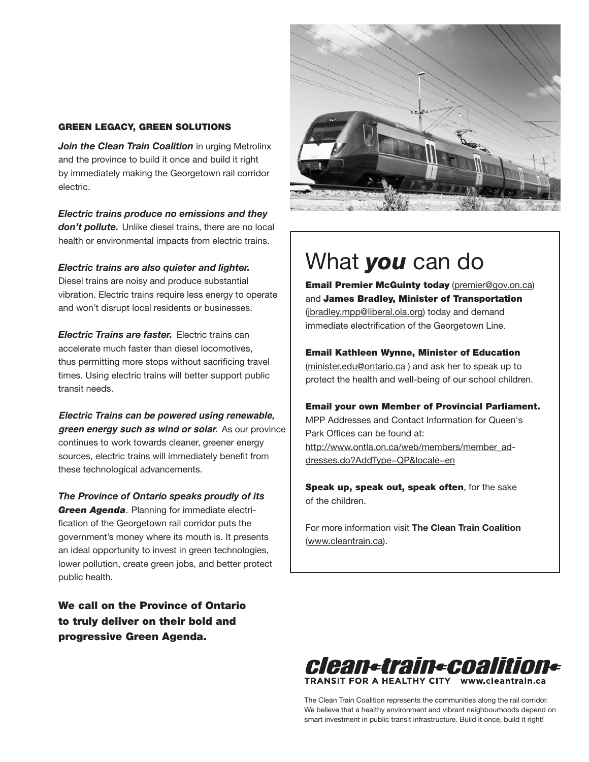## GREEN LEGACY, GREEN SOLUTIONS

***Join the Clean Train Coalition*** in urging Metrolinx and the province to build it once and build it right by immediately making the Georgetown rail corridor electric.

***Electric trains produce no emissions and they don't pollute.*** Unlike diesel trains, there are no local health or environmental impacts from electric trains.

***Electric trains are also quieter and lighter.*** Diesel trains are noisy and produce substantial vibration. Electric trains require less energy to operate and won't disrupt local residents or businesses.

***Electric Trains are faster.*** Electric trains can accelerate much faster than diesel locomotives, thus permitting more stops without sacrificing travel times. Using electric trains will better support public transit needs.

***Electric Trains can be powered using renewable, green energy such as wind or solar.*** As our province continues to work towards cleaner, greener energy sources, electric trains will immediately benefit from these technological advancements.

***The Province of Ontario speaks proudly of its Green Agenda***. Planning for immediate electrification of the Georgetown rail corridor puts the government's money where its mouth is. It presents an ideal opportunity to invest in green technologies, lower pollution, create green jobs, and better protect public health.

**We call on the Province of Ontario to truly deliver on their bold and progressive Green Agenda.**

# What ***you*** can do

**Email Premier McGuinty today** (premier@gov.on.ca) and **James Bradley, Minister of Transportation** (jbradley.mpp@liberal.ola.org) today and demand immediate electrification of the Georgetown Line.

**Email Kathleen Wynne, Minister of Education** (minister.edu@ontario.ca ) and ask her to speak up to protect the health and well-being of our school children.

**Email your own Member of Provincial Parliament.** MPP Addresses and Contact Information for Queen's Park Offices can be found at: http://www.ontla.on.ca/web/members/member_addresses.do?AddType=QP&locale=en

**Speak up, speak out, speak often**, for the sake of the children.

For more information visit **The Clean Train Coalition** (www.cleantrain.ca).

**clean train coalition**
TRANSIT FOR A HEALTHY CITY www.cleantrain.ca

The Clean Train Coalition represents the communities along the rail corridor. We believe that a healthy environment and vibrant neighbourhoods depend on smart investment in public transit infrastructure. Build it once, build it right!